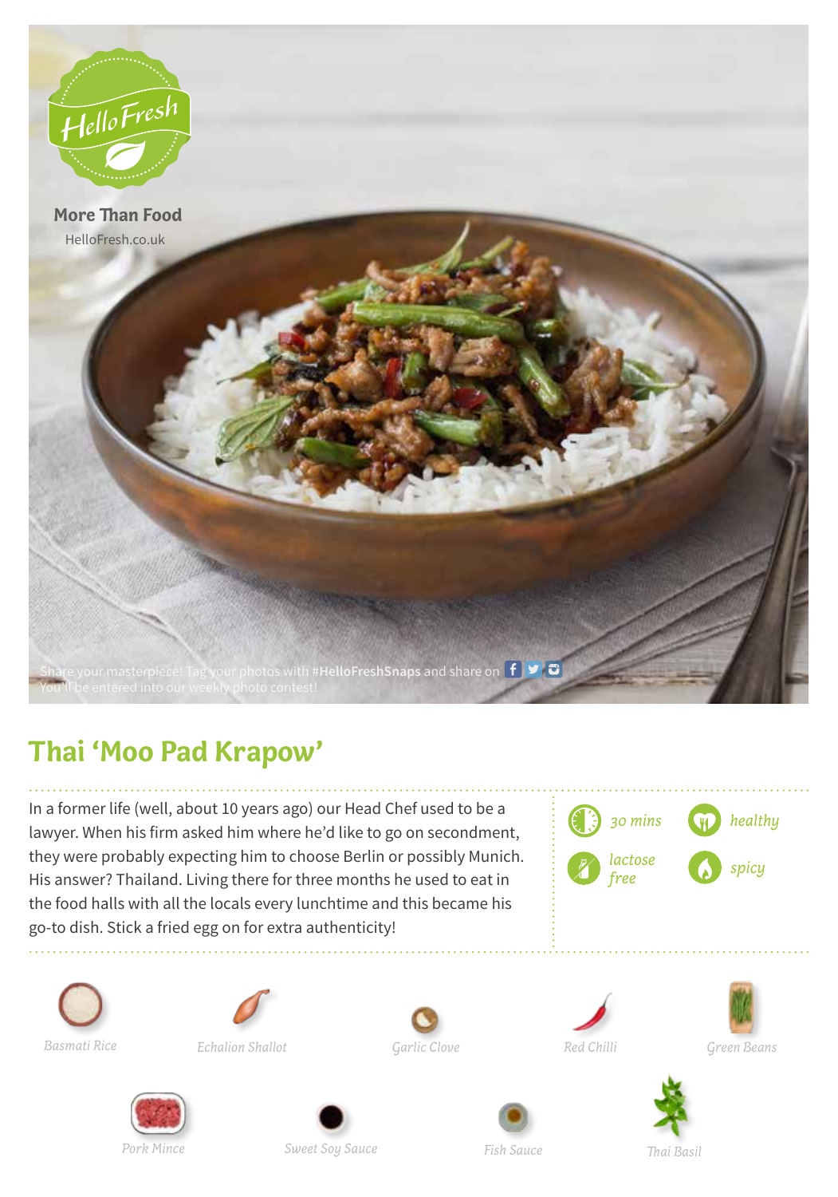HelloFresh

**More Than Food**

HelloFresh.co.uk

Share your masterpiece! Tag your photos with **#HelloFreshSnaps** and share on
You'll be entered into our weekly photo contest!

# Thai 'Moo Pad Krapow'

In a former life (well, about 10 years ago) our Head Chef used to be a lawyer. When his firm asked him where he'd like to go on secondment, they were probably expecting him to choose Berlin or possibly Munich. His answer? Thailand. Living there for three months he used to eat in the food halls with all the locals every lunchtime and this became his go-to dish. Stick a fried egg on for extra authenticity!

*30 mins* | *healthy* | *lactose free* | *spicy*

*Basmati Rice*

*Echalion Shallot*

*Garlic Clove*

*Red Chilli*

*Green Beans*

*Pork Mince*

*Sweet Soy Sauce*

*Fish Sauce*

*Thai Basil*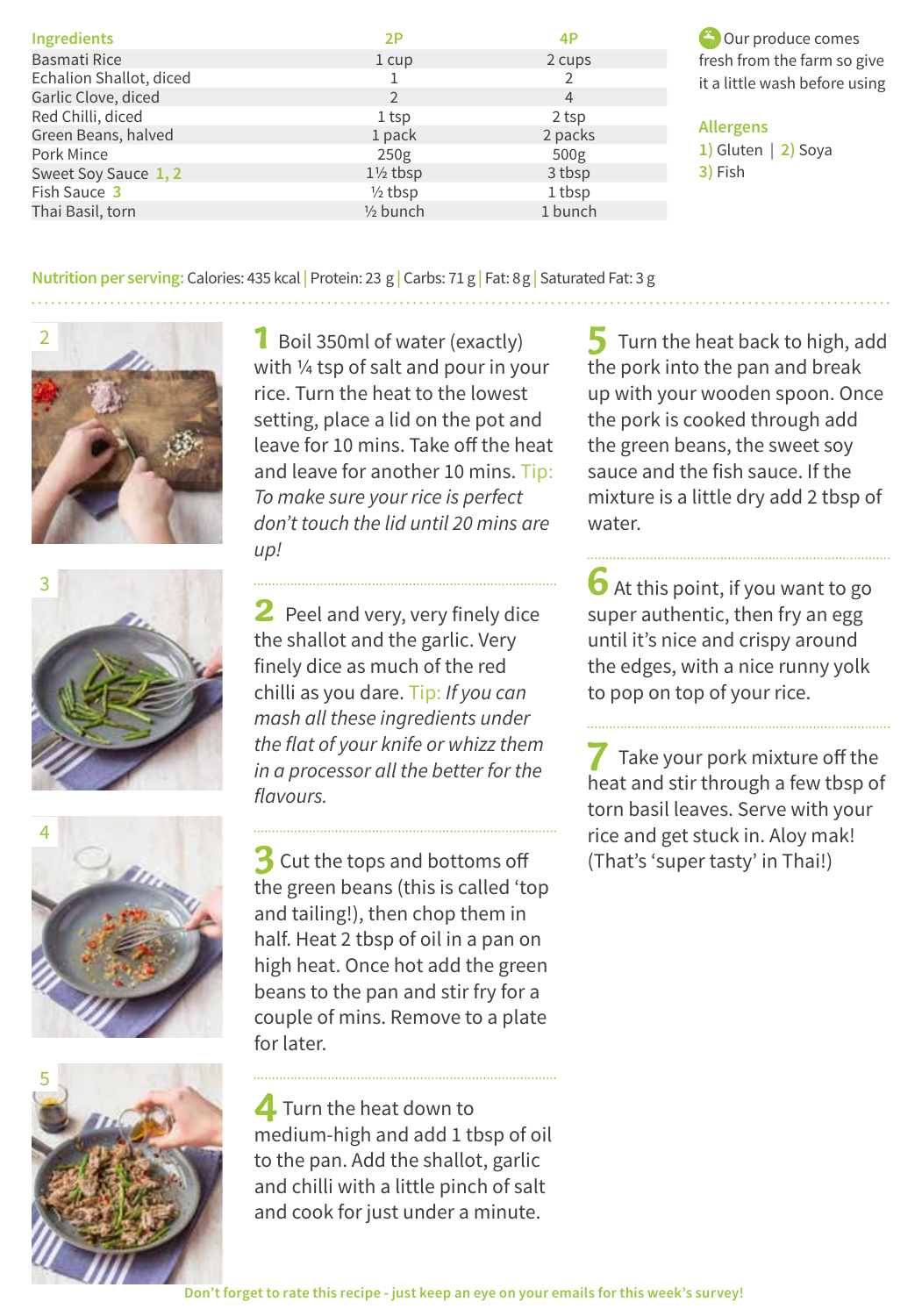| Ingredients | 2P | 4P |
|---|---|---|
| Basmati Rice | 1 cup | 2 cups |
| Echalion Shallot, diced | 1 | 2 |
| Garlic Clove, diced | 2 | 4 |
| Red Chilli, diced | 1 tsp | 2 tsp |
| Green Beans, halved | 1 pack | 2 packs |
| Pork Mince | 250g | 500g |
| Sweet Soy Sauce 1, 2 | 1½ tbsp | 3 tbsp |
| Fish Sauce 3 | ½ tbsp | 1 tbsp |
| Thai Basil, torn | ½ bunch | 1 bunch |

Our produce comes fresh from the farm so give it a little wash before using

**Allergens**
1) Gluten | 2) Soya
3) Fish

**Nutrition per serving:** Calories: 435 kcal | Protein: 23 g | Carbs: 71 g | Fat: 8 g | Saturated Fat: 3 g

2

3

4

5

**1** Boil 350ml of water (exactly) with ¼ tsp of salt and pour in your rice. Turn the heat to the lowest setting, place a lid on the pot and leave for 10 mins. Take off the heat and leave for another 10 mins. Tip: *To make sure your rice is perfect don't touch the lid until 20 mins are up!*

**2** Peel and very, very finely dice the shallot and the garlic. Very finely dice as much of the red chilli as you dare. Tip: *If you can mash all these ingredients under the flat of your knife or whizz them in a processor all the better for the flavours.*

**3** Cut the tops and bottoms off the green beans (this is called 'top and tailing!), then chop them in half. Heat 2 tbsp of oil in a pan on high heat. Once hot add the green beans to the pan and stir fry for a couple of mins. Remove to a plate for later.

**4** Turn the heat down to medium-high and add 1 tbsp of oil to the pan. Add the shallot, garlic and chilli with a little pinch of salt and cook for just under a minute.

**5** Turn the heat back to high, add the pork into the pan and break up with your wooden spoon. Once the pork is cooked through add the green beans, the sweet soy sauce and the fish sauce. If the mixture is a little dry add 2 tbsp of water.

**6** At this point, if you want to go super authentic, then fry an egg until it's nice and crispy around the edges, with a nice runny yolk to pop on top of your rice.

**7** Take your pork mixture off the heat and stir through a few tbsp of torn basil leaves. Serve with your rice and get stuck in. Aloy mak! (That's 'super tasty' in Thai!)

Don't forget to rate this recipe - just keep an eye on your emails for this week's survey!